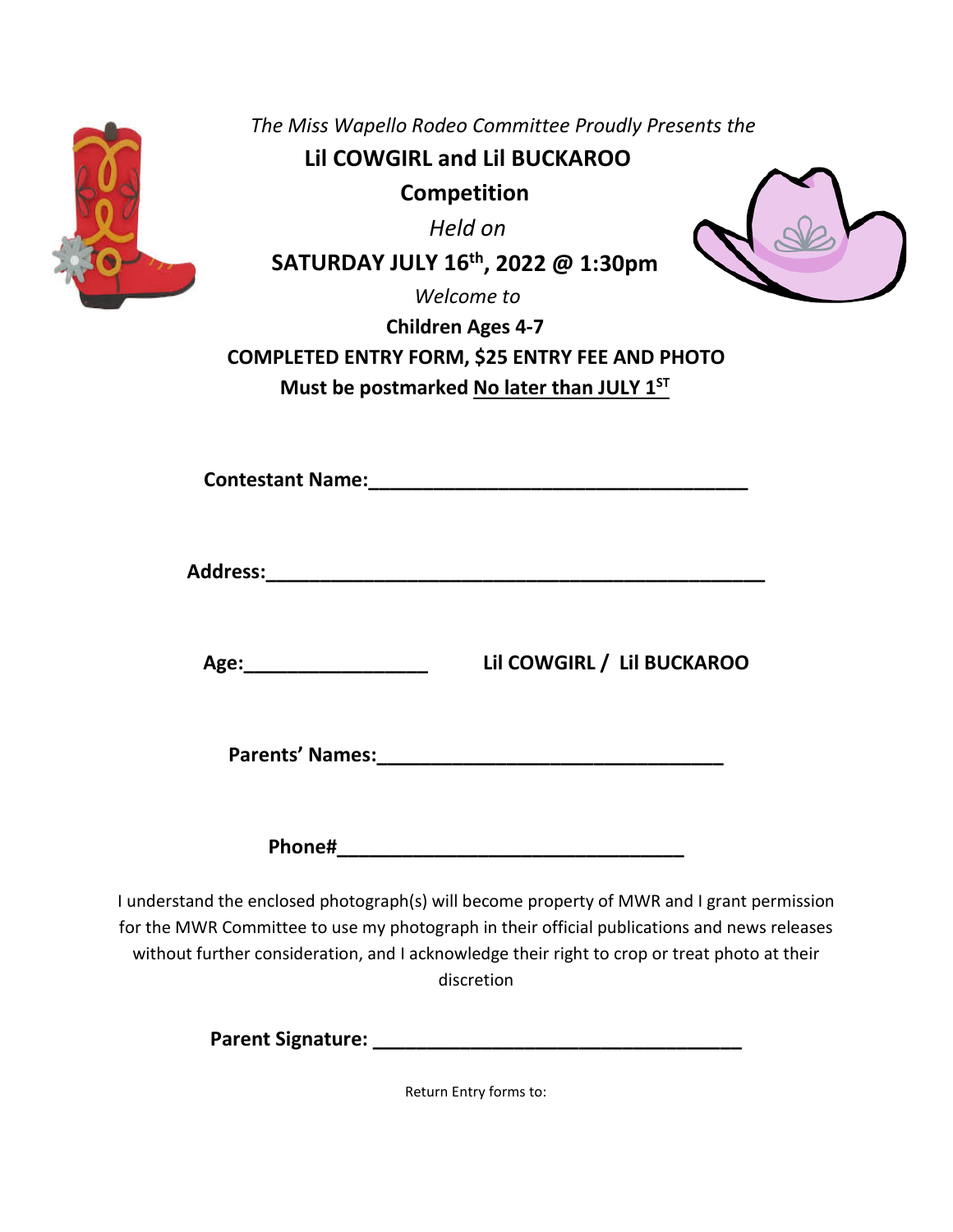*The Miss Wapello Rodeo Committee Proudly Presents the*

**Lil COWGIRL and Lil BUCKAROO**

**Competition**

*Held on*

**SATURDAY JULY 16th, 2022 @ 1:30pm**

*Welcome to*

**Children Ages 4-7**

**COMPLETED ENTRY FORM, $25 ENTRY FEE AND PHOTO**

**Must be postmarked No later than JULY 1ST**

**Contestant Name:**___________________________________

**Address:**_____________________________________________

**Age:**_________________ **Lil COWGIRL / Lil BUCKAROO**

**Parents' Names:**________________________________

**Phone#**________________________________

I understand the enclosed photograph(s) will become property of MWR and I grant permission for the MWR Committee to use my photograph in their official publications and news releases without further consideration, and I acknowledge their right to crop or treat photo at their discretion

**Parent Signature:** __________________________________

Return Entry forms to: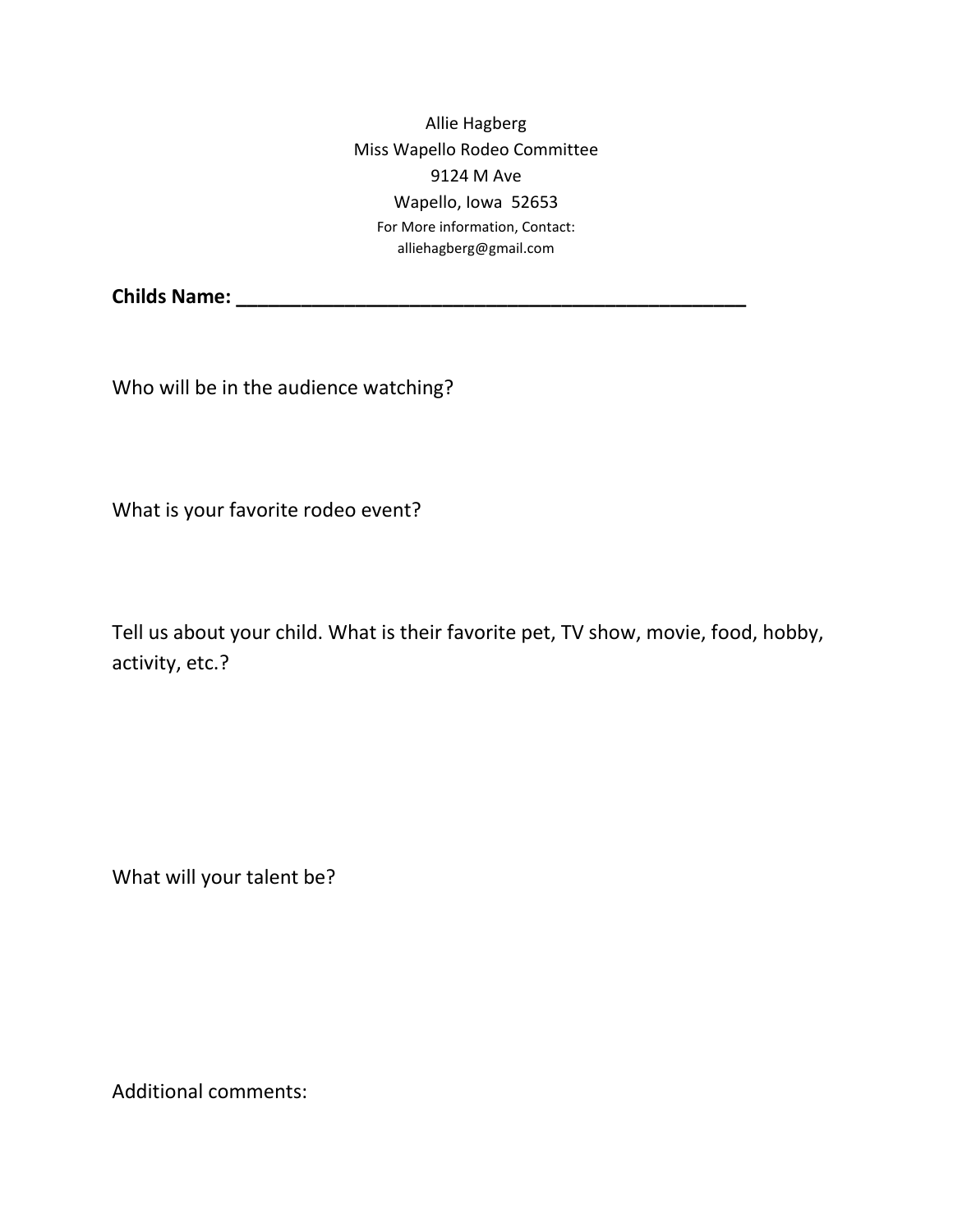Allie Hagberg
Miss Wapello Rodeo Committee
9124 M Ave
Wapello, Iowa 52653
For More information, Contact:
alliehagberg@gmail.com

**Childs Name: ____________________________________________**

Who will be in the audience watching?

What is your favorite rodeo event?

Tell us about your child. What is their favorite pet, TV show, movie, food, hobby, activity, etc.?

What will your talent be?

Additional comments: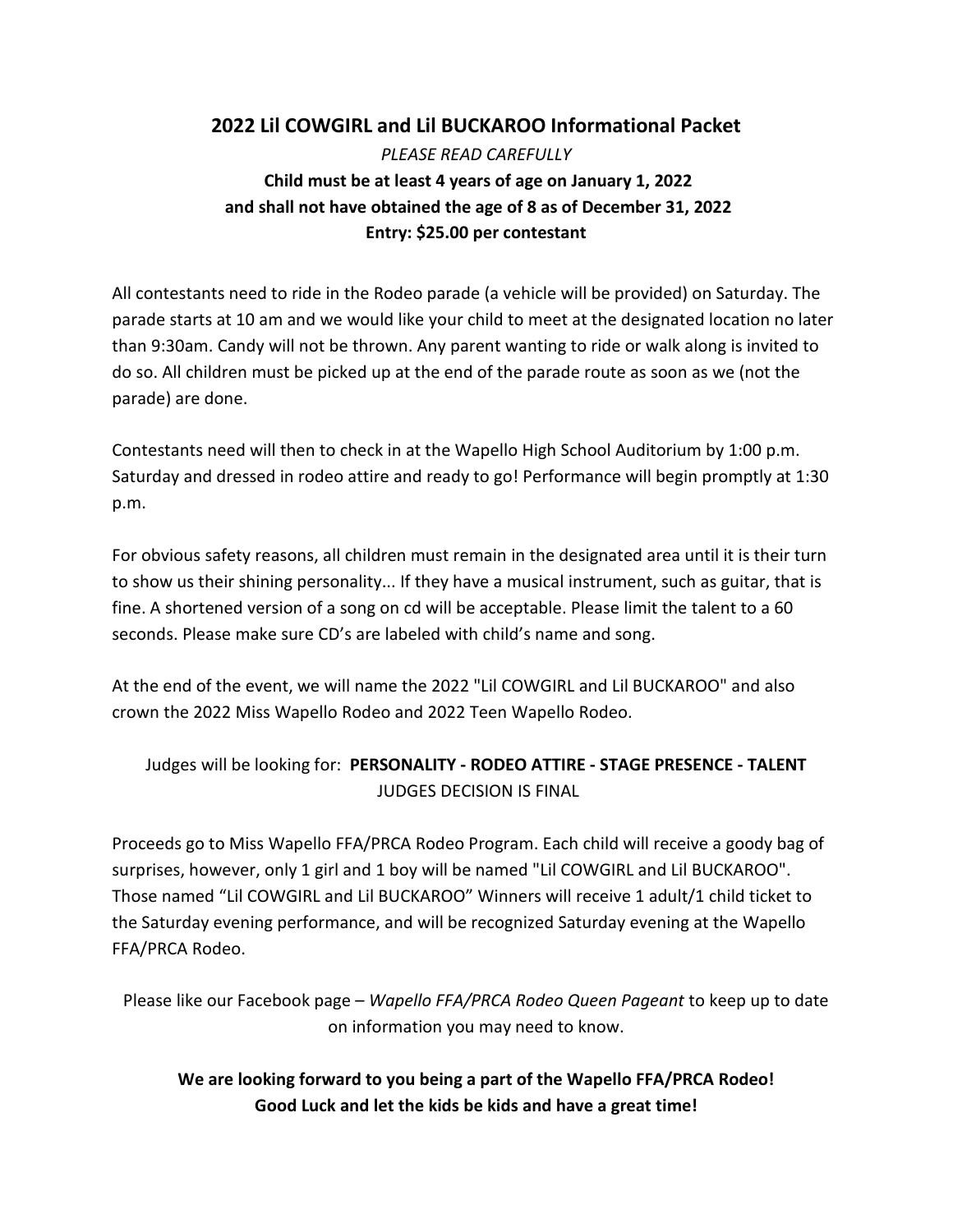## 2022 Lil COWGIRL and Lil BUCKAROO Informational Packet

*PLEASE READ CAREFULLY*

**Child must be at least 4 years of age on January 1, 2022**
**and shall not have obtained the age of 8 as of December 31, 2022**
**Entry: $25.00 per contestant**

All contestants need to ride in the Rodeo parade (a vehicle will be provided) on Saturday. The parade starts at 10 am and we would like your child to meet at the designated location no later than 9:30am. Candy will not be thrown. Any parent wanting to ride or walk along is invited to do so. All children must be picked up at the end of the parade route as soon as we (not the parade) are done.

Contestants need will then to check in at the Wapello High School Auditorium by 1:00 p.m. Saturday and dressed in rodeo attire and ready to go! Performance will begin promptly at 1:30 p.m.

For obvious safety reasons, all children must remain in the designated area until it is their turn to show us their shining personality... If they have a musical instrument, such as guitar, that is fine. A shortened version of a song on cd will be acceptable. Please limit the talent to a 60 seconds. Please make sure CD's are labeled with child's name and song.

At the end of the event, we will name the 2022 "Lil COWGIRL and Lil BUCKAROO" and also crown the 2022 Miss Wapello Rodeo and 2022 Teen Wapello Rodeo.

Judges will be looking for: **PERSONALITY - RODEO ATTIRE - STAGE PRESENCE - TALENT**
JUDGES DECISION IS FINAL

Proceeds go to Miss Wapello FFA/PRCA Rodeo Program. Each child will receive a goody bag of surprises, however, only 1 girl and 1 boy will be named "Lil COWGIRL and Lil BUCKAROO". Those named "Lil COWGIRL and Lil BUCKAROO" Winners will receive 1 adult/1 child ticket to the Saturday evening performance, and will be recognized Saturday evening at the Wapello FFA/PRCA Rodeo.

Please like our Facebook page – *Wapello FFA/PRCA Rodeo Queen Pageant* to keep up to date on information you may need to know.

**We are looking forward to you being a part of the Wapello FFA/PRCA Rodeo!**
**Good Luck and let the kids be kids and have a great time!**